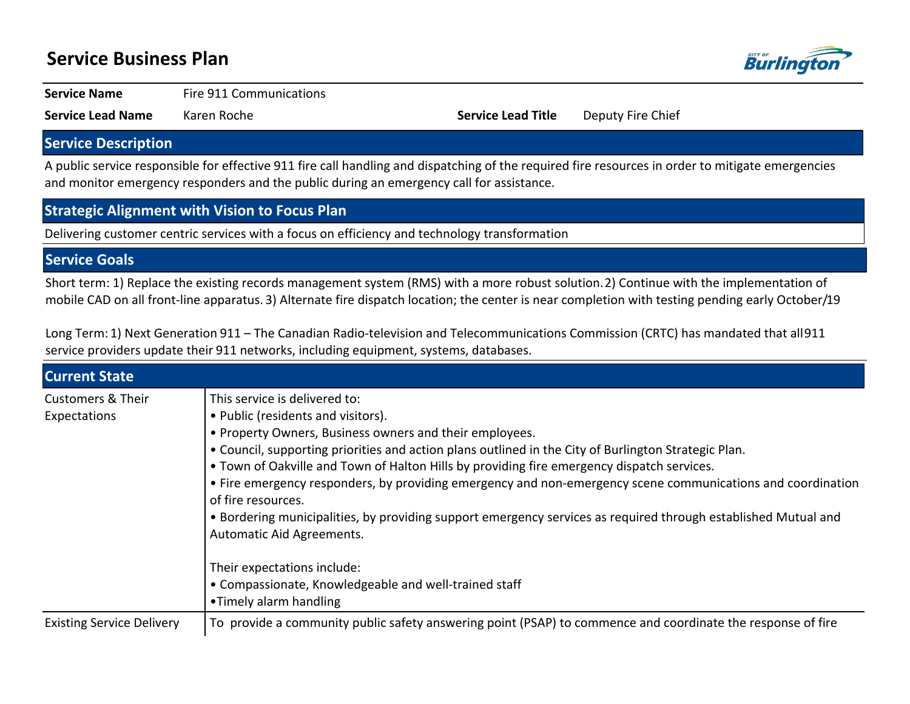# Service Business Plan

| | | | |
|---|---|---|---|
| **Service Name** | Fire 911 Communications | | |
| **Service Lead Name** | Karen Roche | **Service Lead Title** | Deputy Fire Chief |

## Service Description

A public service responsible for effective 911 fire call handling and dispatching of the required fire resources in order to mitigate emergencies and monitor emergency responders and the public during an emergency call for assistance.

## Strategic Alignment with Vision to Focus Plan

Delivering customer centric services with a focus on efficiency and technology transformation

## Service Goals

Short term: 1) Replace the existing records management system (RMS) with a more robust solution. 2) Continue with the implementation of mobile CAD on all front-line apparatus. 3) Alternate fire dispatch location; the center is near completion with testing pending early October/19

Long Term: 1) Next Generation 911 – The Canadian Radio-television and Telecommunications Commission (CRTC) has mandated that all 911 service providers update their 911 networks, including equipment, systems, databases.

## Current State

| | |
|---|---|
| Customers & Their Expectations | This service is delivered to:<br>• Public (residents and visitors).<br>• Property Owners, Business owners and their employees.<br>• Council, supporting priorities and action plans outlined in the City of Burlington Strategic Plan.<br>• Town of Oakville and Town of Halton Hills by providing fire emergency dispatch services.<br>• Fire emergency responders, by providing emergency and non-emergency scene communications and coordination of fire resources.<br>• Bordering municipalities, by providing support emergency services as required through established Mutual and Automatic Aid Agreements.<br><br>Their expectations include:<br>• Compassionate, Knowledgeable and well-trained staff<br>•Timely alarm handling |
| Existing Service Delivery | To provide a community public safety answering point (PSAP) to commence and coordinate the response of fire |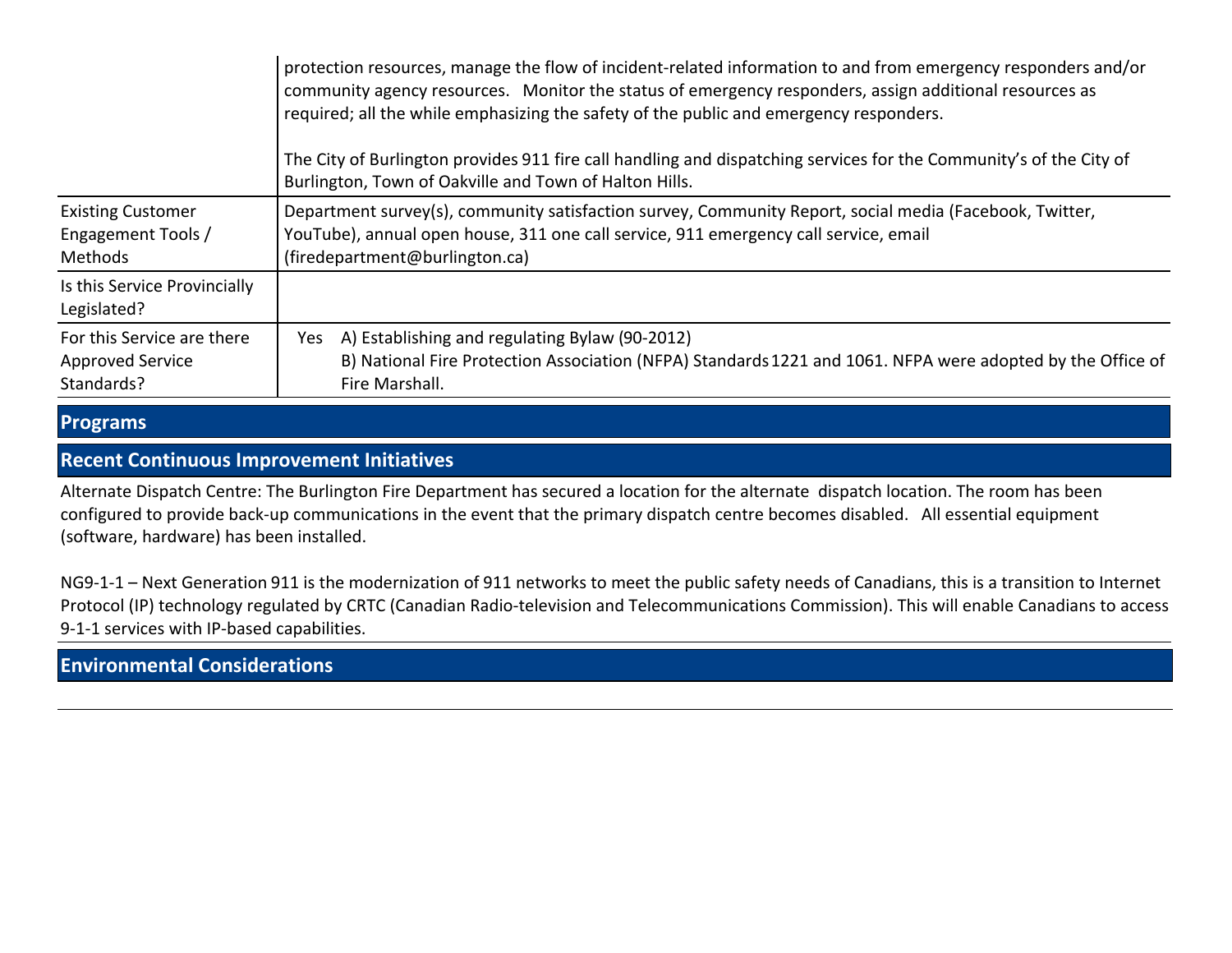| | |
|---|---|
| | protection resources, manage the flow of incident-related information to and from emergency responders and/or community agency resources. Monitor the status of emergency responders, assign additional resources as required; all the while emphasizing the safety of the public and emergency responders.<br><br>The City of Burlington provides 911 fire call handling and dispatching services for the Community's of the City of Burlington, Town of Oakville and Town of Halton Hills. |
| Existing Customer Engagement Tools / Methods | Department survey(s), community satisfaction survey, Community Report, social media (Facebook, Twitter, YouTube), annual open house, 311 one call service, 911 emergency call service, email (firedepartment@burlington.ca) |
| Is this Service Provincially Legislated? | |
| For this Service are there Approved Service Standards? | Yes A) Establishing and regulating Bylaw (90-2012)<br>B) National Fire Protection Association (NFPA) Standards 1221 and 1061. NFPA were adopted by the Office of Fire Marshall. |

## Programs

## Recent Continuous Improvement Initiatives

Alternate Dispatch Centre: The Burlington Fire Department has secured a location for the alternate dispatch location. The room has been configured to provide back-up communications in the event that the primary dispatch centre becomes disabled. All essential equipment (software, hardware) has been installed.

NG9-1-1 – Next Generation 911 is the modernization of 911 networks to meet the public safety needs of Canadians, this is a transition to Internet Protocol (IP) technology regulated by CRTC (Canadian Radio-television and Telecommunications Commission). This will enable Canadians to access 9-1-1 services with IP-based capabilities.

## Environmental Considerations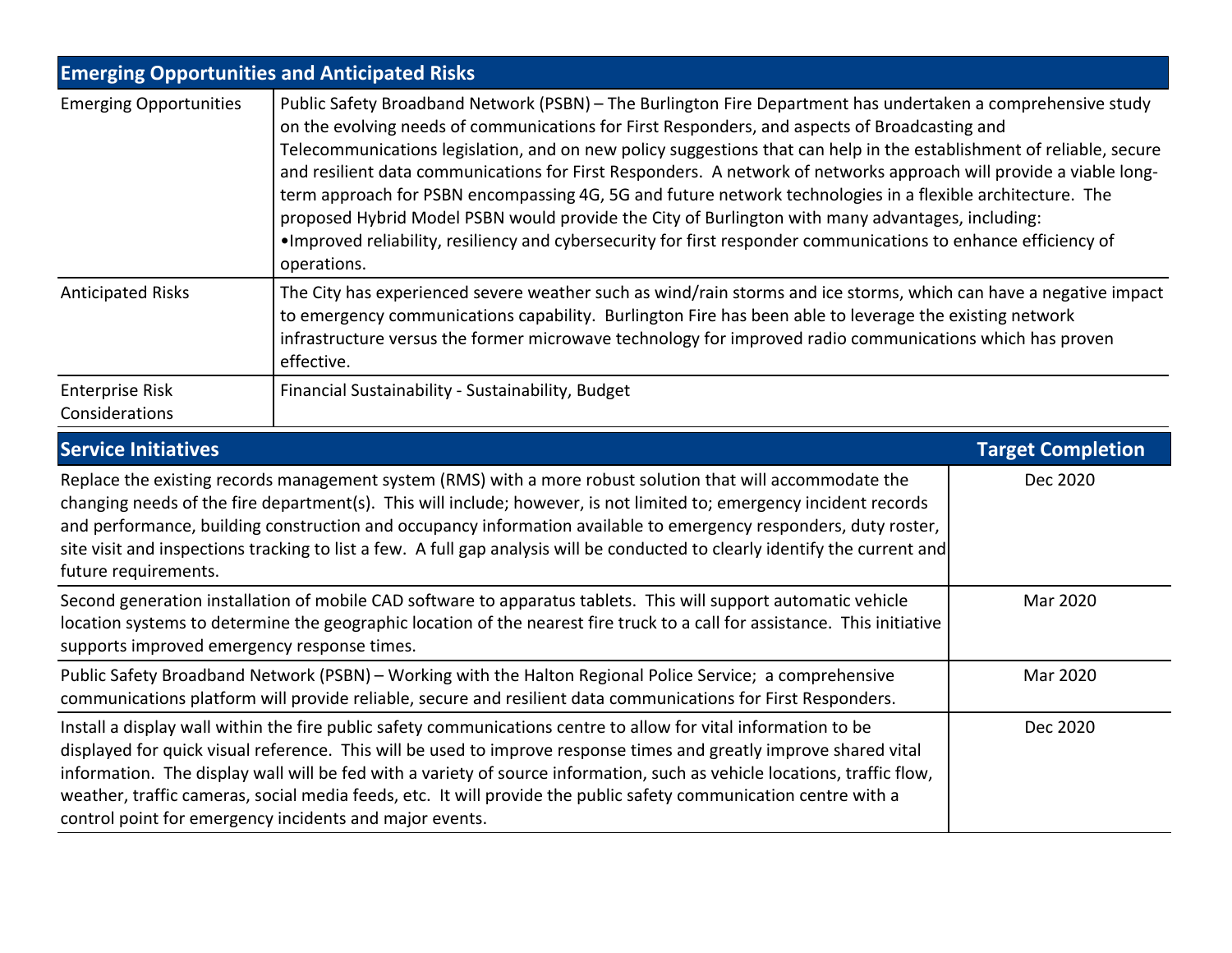| Emerging Opportunities and Anticipated Risks | |
|---|---|
| Emerging Opportunities | Public Safety Broadband Network (PSBN) – The Burlington Fire Department has undertaken a comprehensive study on the evolving needs of communications for First Responders, and aspects of Broadcasting and Telecommunications legislation, and on new policy suggestions that can help in the establishment of reliable, secure and resilient data communications for First Responders. A network of networks approach will provide a viable long-term approach for PSBN encompassing 4G, 5G and future network technologies in a flexible architecture. The proposed Hybrid Model PSBN would provide the City of Burlington with many advantages, including:<br>•Improved reliability, resiliency and cybersecurity for first responder communications to enhance efficiency of operations. |
| Anticipated Risks | The City has experienced severe weather such as wind/rain storms and ice storms, which can have a negative impact to emergency communications capability. Burlington Fire has been able to leverage the existing network infrastructure versus the former microwave technology for improved radio communications which has proven effective. |
| Enterprise Risk Considerations | Financial Sustainability - Sustainability, Budget |

| Service Initiatives | Target Completion |
|---|---|
| Replace the existing records management system (RMS) with a more robust solution that will accommodate the changing needs of the fire department(s). This will include; however, is not limited to; emergency incident records and performance, building construction and occupancy information available to emergency responders, duty roster, site visit and inspections tracking to list a few. A full gap analysis will be conducted to clearly identify the current and future requirements. | Dec 2020 |
| Second generation installation of mobile CAD software to apparatus tablets. This will support automatic vehicle location systems to determine the geographic location of the nearest fire truck to a call for assistance. This initiative supports improved emergency response times. | Mar 2020 |
| Public Safety Broadband Network (PSBN) – Working with the Halton Regional Police Service; a comprehensive communications platform will provide reliable, secure and resilient data communications for First Responders. | Mar 2020 |
| Install a display wall within the fire public safety communications centre to allow for vital information to be displayed for quick visual reference. This will be used to improve response times and greatly improve shared vital information. The display wall will be fed with a variety of source information, such as vehicle locations, traffic flow, weather, traffic cameras, social media feeds, etc. It will provide the public safety communication centre with a control point for emergency incidents and major events. | Dec 2020 |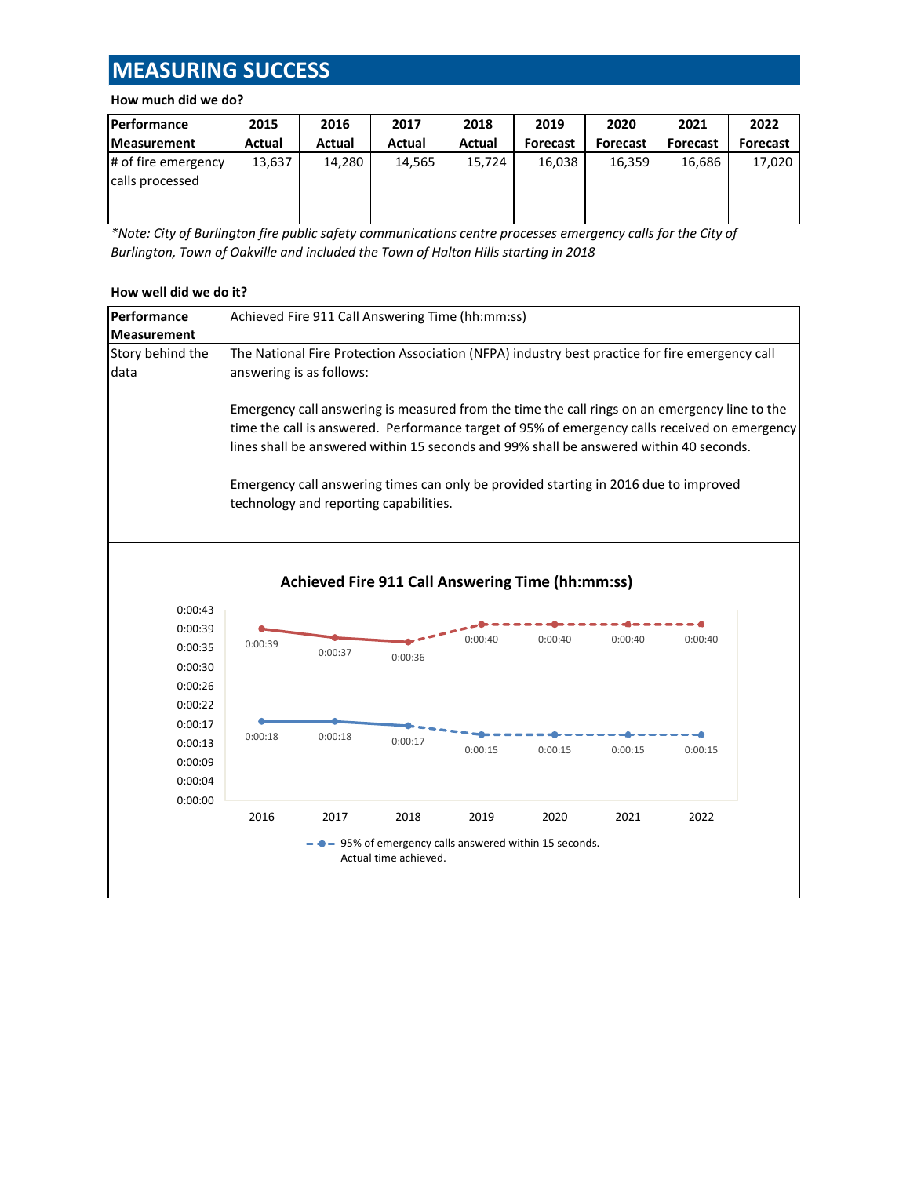# MEASURING SUCCESS

**How much did we do?**

| Performance Measurement | 2015 Actual | 2016 Actual | 2017 Actual | 2018 Actual | 2019 Forecast | 2020 Forecast | 2021 Forecast | 2022 Forecast |
|---|---|---|---|---|---|---|---|---|
| # of fire emergency calls processed | 13,637 | 14,280 | 14,565 | 15,724 | 16,038 | 16,359 | 16,686 | 17,020 |

*\*Note: City of Burlington fire public safety communications centre processes emergency calls for the City of Burlington, Town of Oakville and included the Town of Halton Hills starting in 2018*

**How well did we do it?**

| Performance Measurement | Achieved Fire 911 Call Answering Time (hh:mm:ss) |
|---|---|
| Story behind the data | The National Fire Protection Association (NFPA) industry best practice for fire emergency call answering is as follows:<br><br>Emergency call answering is measured from the time the call rings on an emergency line to the time the call is answered. Performance target of 95% of emergency calls received on emergency lines shall be answered within 15 seconds and 99% shall be answered within 40 seconds.<br><br>Emergency call answering times can only be provided starting in 2016 due to improved technology and reporting capabilities. |

**Achieved Fire 911 Call Answering Time (hh:mm:ss)**

| | 2016 | 2017 | 2018 | 2019 | 2020 | 2021 | 2022 |
|---|---|---|---|---|---|---|---|
| 99% series | 0:00:39 | 0:00:37 | 0:00:36 | 0:00:40 | 0:00:40 | 0:00:40 | 0:00:40 |
| 95% of emergency calls answered within 15 seconds. Actual time achieved. | 0:00:18 | 0:00:18 | 0:00:17 | 0:00:15 | 0:00:15 | 0:00:15 | 0:00:15 |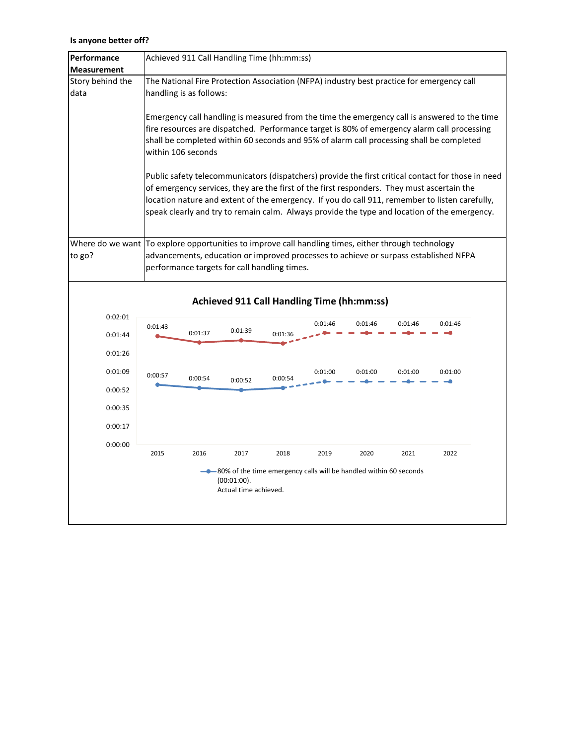**Is anyone better off?**

| | |
|---|---|
| **Performance Measurement** | Achieved 911 Call Handling Time (hh:mm:ss) |
| Story behind the data | The National Fire Protection Association (NFPA) industry best practice for emergency call handling is as follows:<br><br>Emergency call handling is measured from the time the emergency call is answered to the time fire resources are dispatched. Performance target is 80% of emergency alarm call processing shall be completed within 60 seconds and 95% of alarm call processing shall be completed within 106 seconds<br><br>Public safety telecommunicators (dispatchers) provide the first critical contact for those in need of emergency services, they are the first of the first responders. They must ascertain the location nature and extent of the emergency. If you do call 911, remember to listen carefully, speak clearly and try to remain calm. Always provide the type and location of the emergency. |
| Where do we want to go? | To explore opportunities to improve call handling times, either through technology advancements, education or improved processes to achieve or surpass established NFPA performance targets for call handling times. |

**Achieved 911 Call Handling Time (hh:mm:ss)**

0:02:01
0:01:44
0:01:26
0:01:09
0:00:52
0:00:35
0:00:17
0:00:00

2015 2016 2017 2018 2019 2020 2021 2022

0:01:43 0:01:37 0:01:39 0:01:36 0:01:46 0:01:46 0:01:46 0:01:46

0:00:57 0:00:54 0:00:52 0:00:54 0:01:00 0:01:00 0:01:00 0:01:00

80% of the time emergency calls will be handled within 60 seconds (00:01:00).
Actual time achieved.